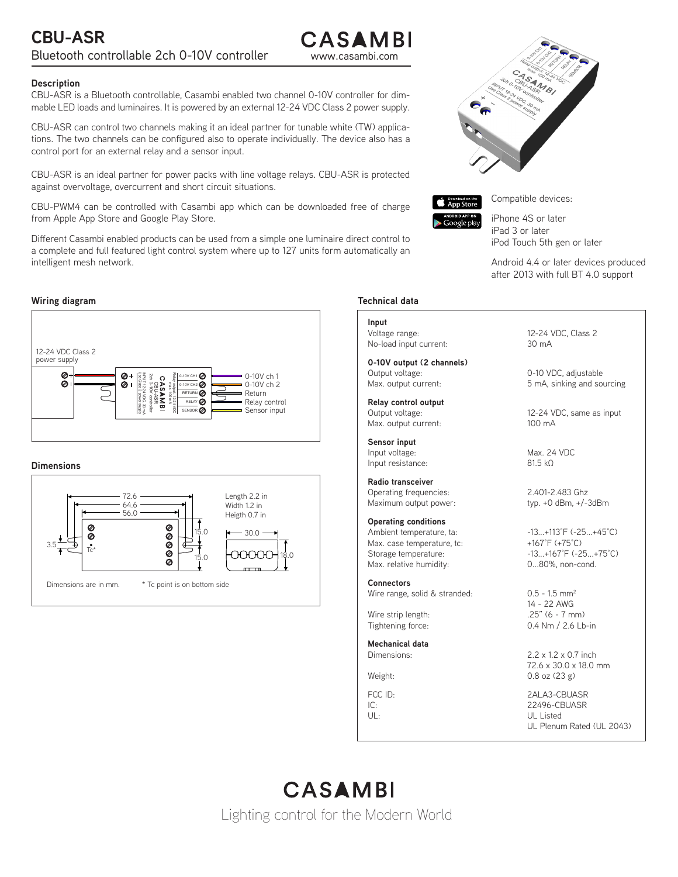# CBU-ASR

Bluetooth controllable 2ch 0-10V controller

CASAMBI
www.casambi.com

## Description

CBU-ASR is a Bluetooth controllable, Casambi enabled two channel 0-10V controller for dimmable LED loads and luminaires. It is powered by an external 12-24 VDC Class 2 power supply.

CBU-ASR can control two channels making it an ideal partner for tunable white (TW) applications. The two channels can be configured also to operate individually. The device also has a control port for an external relay and a sensor input.

CBU-ASR is an ideal partner for power packs with line voltage relays. CBU-ASR is protected against overvoltage, overcurrent and short circuit situations.

CBU-PWM4 can be controlled with Casambi app which can be downloaded free of charge from Apple App Store and Google Play Store.

Different Casambi enabled products can be used from a simple one luminaire direct control to a complete and full featured light control system where up to 127 units form automatically an intelligent mesh network.

Compatible devices:

iPhone 4S or later
iPad 3 or later
iPod Touch 5th gen or later

Android 4.4 or later devices produced after 2013 with full BT 4.0 support

## Wiring diagram

12-24 VDC Class 2 power supply

- 0-10V ch 1
- 0-10V ch 2
- Return
- Relay control
- Sensor input

## Dimensions

72.6 / 64.6 / 56.0 / 15.0 / 15.0 / 3.5 / 30.0 / 18.0

Length 2.2 in
Width 1.2 in
Heigth 0.7 in

Dimensions are in mm. * Tc point is on bottom side

## Technical data

| | |
|---|---|
| **Input** | |
| Voltage range: | 12-24 VDC, Class 2 |
| No-load input current: | 30 mA |
| **0-10V output (2 channels)** | |
| Output voltage: | 0-10 VDC, adjustable |
| Max. output current: | 5 mA, sinking and sourcing |
| **Relay control output** | |
| Output voltage: | 12-24 VDC, same as input |
| Max. output current: | 100 mA |
| **Sensor input** | |
| Input voltage: | Max. 24 VDC |
| Input resistance: | 81.5 kΩ |
| **Radio transceiver** | |
| Operating frequencies: | 2.401-2.483 Ghz |
| Maximum output power: | typ. +0 dBm, +/-3dBm |
| **Operating conditions** | |
| Ambient temperature, ta: | -13...+113˚F (-25...+45˚C) |
| Max. case temperature, tc: | +167˚F (+75˚C) |
| Storage temperature: | -13...+167˚F (-25...+75˚C) |
| Max. relative humidity: | 0...80%, non-cond. |
| **Connectors** | |
| Wire range, solid & stranded: | 0.5 - 1.5 mm² <br> 14 - 22 AWG |
| Wire strip length: | .25" (6 - 7 mm) |
| Tightening force: | 0.4 Nm / 2.6 Lb-in |
| **Mechanical data** | |
| Dimensions: | 2.2 x 1.2 x 0.7 inch <br> 72.6 x 30.0 x 18.0 mm |
| Weight: | 0.8 oz (23 g) |
| FCC ID: | 2ALA3-CBUASR |
| IC: | 22496-CBUASR |
| UL: | UL Listed <br> UL Plenum Rated (UL 2043) |

CASAMBI
Lighting control for the Modern World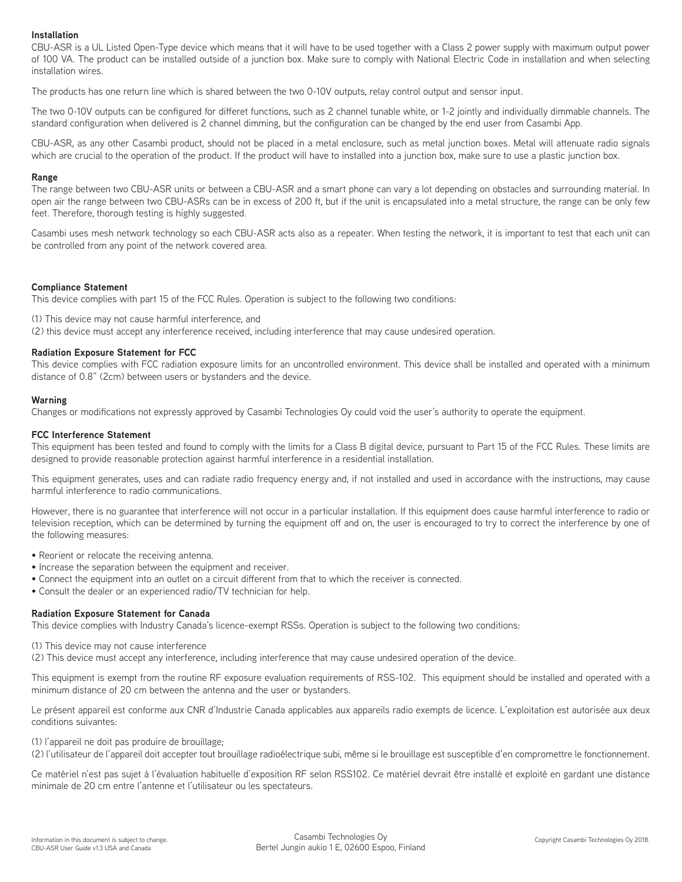## Installation

CBU-ASR is a UL Listed Open-Type device which means that it will have to be used together with a Class 2 power supply with maximum output power of 100 VA. The product can be installed outside of a junction box. Make sure to comply with National Electric Code in installation and when selecting installation wires.

The products has one return line which is shared between the two 0-10V outputs, relay control output and sensor input.

The two 0-10V outputs can be configured for differet functions, such as 2 channel tunable white, or 1-2 jointly and individually dimmable channels. The standard configuration when delivered is 2 channel dimming, but the configuration can be changed by the end user from Casambi App.

CBU-ASR, as any other Casambi product, should not be placed in a metal enclosure, such as metal junction boxes. Metal will attenuate radio signals which are crucial to the operation of the product. If the product will have to installed into a junction box, make sure to use a plastic junction box.

## Range

The range between two CBU-ASR units or between a CBU-ASR and a smart phone can vary a lot depending on obstacles and surrounding material. In open air the range between two CBU-ASRs can be in excess of 200 ft, but if the unit is encapsulated into a metal structure, the range can be only few feet. Therefore, thorough testing is highly suggested.

Casambi uses mesh network technology so each CBU-ASR acts also as a repeater. When testing the network, it is important to test that each unit can be controlled from any point of the network covered area.

## Compliance Statement

This device complies with part 15 of the FCC Rules. Operation is subject to the following two conditions:

(1) This device may not cause harmful interference, and
(2) this device must accept any interference received, including interference that may cause undesired operation.

## Radiation Exposure Statement for FCC

This device complies with FCC radiation exposure limits for an uncontrolled environment. This device shall be installed and operated with a minimum distance of 0.8" (2cm) between users or bystanders and the device.

## Warning

Changes or modifications not expressly approved by Casambi Technologies Oy could void the user's authority to operate the equipment.

## FCC Interference Statement

This equipment has been tested and found to comply with the limits for a Class B digital device, pursuant to Part 15 of the FCC Rules. These limits are designed to provide reasonable protection against harmful interference in a residential installation.

This equipment generates, uses and can radiate radio frequency energy and, if not installed and used in accordance with the instructions, may cause harmful interference to radio communications.

However, there is no guarantee that interference will not occur in a particular installation. If this equipment does cause harmful interference to radio or television reception, which can be determined by turning the equipment off and on, the user is encouraged to try to correct the interference by one of the following measures:

- Reorient or relocate the receiving antenna.
- Increase the separation between the equipment and receiver.
- Connect the equipment into an outlet on a circuit different from that to which the receiver is connected.
- Consult the dealer or an experienced radio/TV technician for help.

## Radiation Exposure Statement for Canada

This device complies with Industry Canada's licence-exempt RSSs. Operation is subject to the following two conditions:

(1) This device may not cause interference
(2) This device must accept any interference, including interference that may cause undesired operation of the device.

This equipment is exempt from the routine RF exposure evaluation requirements of RSS-102. This equipment should be installed and operated with a minimum distance of 20 cm between the antenna and the user or bystanders.

Le présent appareil est conforme aux CNR d'Industrie Canada applicables aux appareils radio exempts de licence. L'exploitation est autorisée aux deux conditions suivantes:

(1) l'appareil ne doit pas produire de brouillage;
(2) l'utilisateur de l'appareil doit accepter tout brouillage radioélectrique subi, même si le brouillage est susceptible d'en compromettre le fonctionnement.

Ce matériel n'est pas sujet à l'évaluation habituelle d'exposition RF selon RSS102. Ce matériel devrait être installé et exploité en gardant une distance minimale de 20 cm entre l'antenne et l'utilisateur ou les spectateurs.

Information in this document is subject to change.
CBU-ASR User Guide v1.3 USA and Canada

Casambi Technologies Oy
Bertel Jungin aukio 1 E, 02600 Espoo, Finland

Copyright Casambi Technologies Oy 2018.